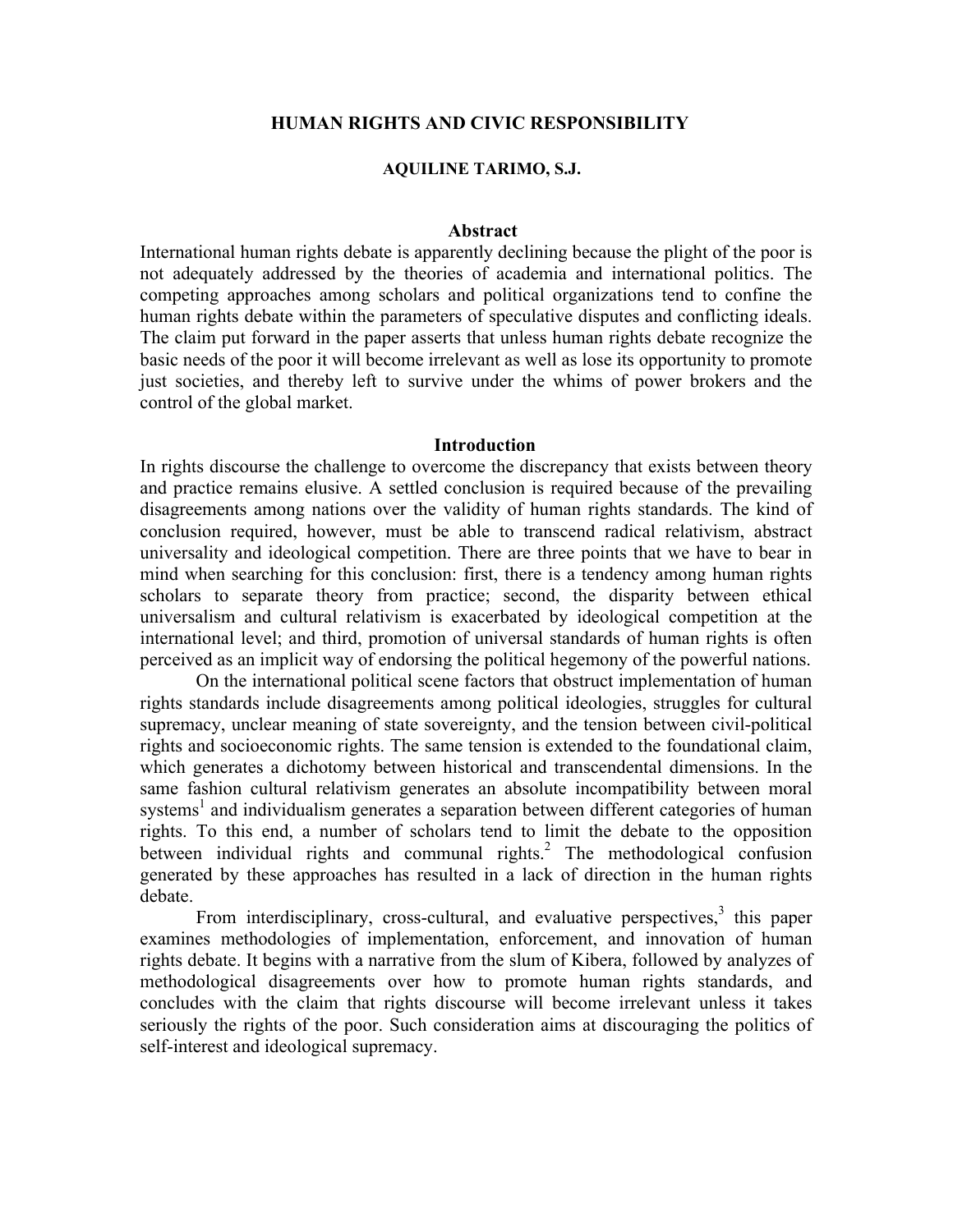# HUMAN RIGHTS AND CIVIC RESPONSIBILITY

**AQUILINE TARIMO, S.J.**

## Abstract

International human rights debate is apparently declining because the plight of the poor is not adequately addressed by the theories of academia and international politics. The competing approaches among scholars and political organizations tend to confine the human rights debate within the parameters of speculative disputes and conflicting ideals. The claim put forward in the paper asserts that unless human rights debate recognize the basic needs of the poor it will become irrelevant as well as lose its opportunity to promote just societies, and thereby left to survive under the whims of power brokers and the control of the global market.

## Introduction

In rights discourse the challenge to overcome the discrepancy that exists between theory and practice remains elusive. A settled conclusion is required because of the prevailing disagreements among nations over the validity of human rights standards. The kind of conclusion required, however, must be able to transcend radical relativism, abstract universality and ideological competition. There are three points that we have to bear in mind when searching for this conclusion: first, there is a tendency among human rights scholars to separate theory from practice; second, the disparity between ethical universalism and cultural relativism is exacerbated by ideological competition at the international level; and third, promotion of universal standards of human rights is often perceived as an implicit way of endorsing the political hegemony of the powerful nations.

On the international political scene factors that obstruct implementation of human rights standards include disagreements among political ideologies, struggles for cultural supremacy, unclear meaning of state sovereignty, and the tension between civil-political rights and socioeconomic rights. The same tension is extended to the foundational claim, which generates a dichotomy between historical and transcendental dimensions. In the same fashion cultural relativism generates an absolute incompatibility between moral systems[1] and individualism generates a separation between different categories of human rights. To this end, a number of scholars tend to limit the debate to the opposition between individual rights and communal rights.[2] The methodological confusion generated by these approaches has resulted in a lack of direction in the human rights debate.

From interdisciplinary, cross-cultural, and evaluative perspectives,[3] this paper examines methodologies of implementation, enforcement, and innovation of human rights debate. It begins with a narrative from the slum of Kibera, followed by analyzes of methodological disagreements over how to promote human rights standards, and concludes with the claim that rights discourse will become irrelevant unless it takes seriously the rights of the poor. Such consideration aims at discouraging the politics of self-interest and ideological supremacy.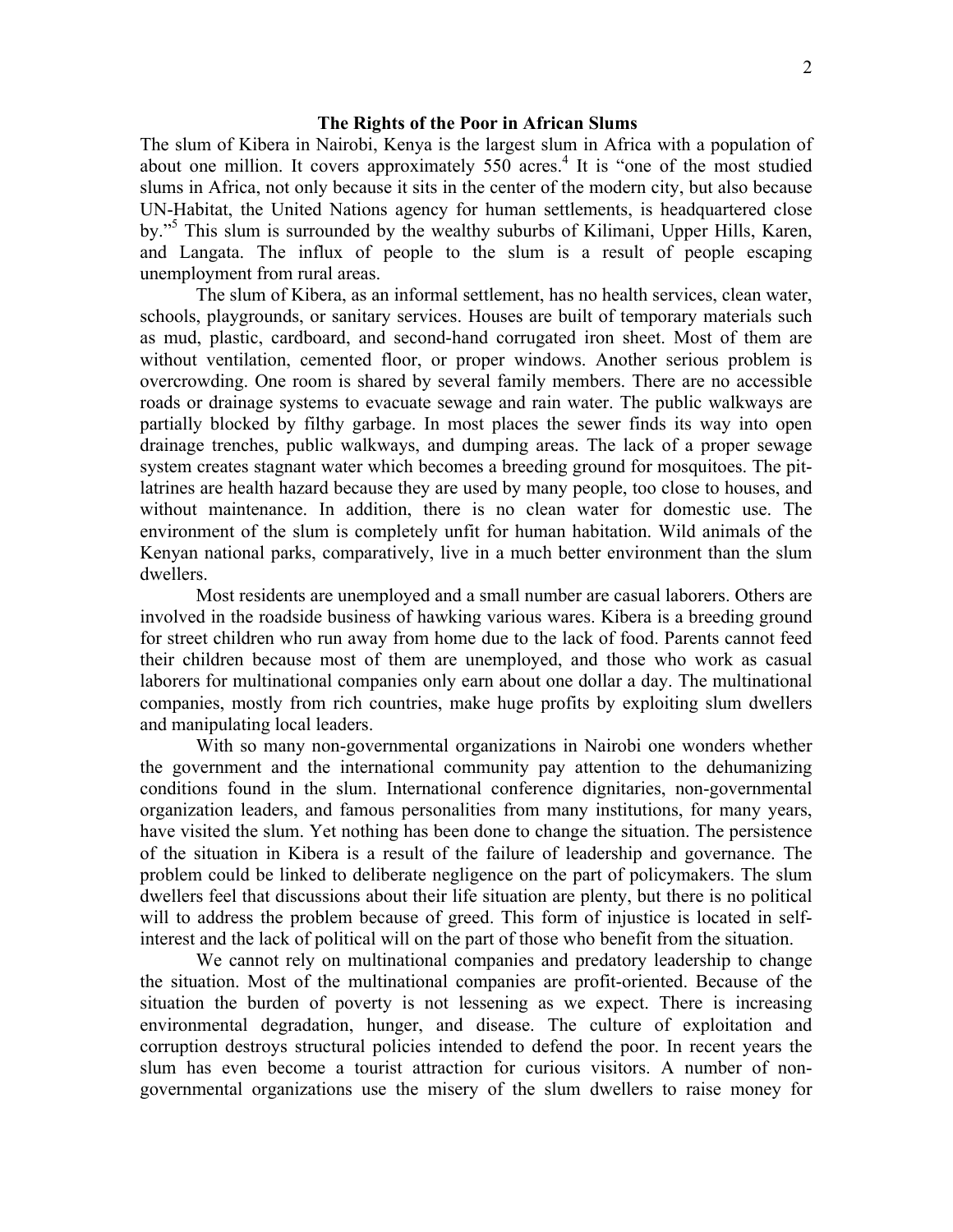## The Rights of the Poor in African Slums

The slum of Kibera in Nairobi, Kenya is the largest slum in Africa with a population of about one million. It covers approximately 550 acres.[4] It is "one of the most studied slums in Africa, not only because it sits in the center of the modern city, but also because UN-Habitat, the United Nations agency for human settlements, is headquartered close by."[5] This slum is surrounded by the wealthy suburbs of Kilimani, Upper Hills, Karen, and Langata. The influx of people to the slum is a result of people escaping unemployment from rural areas.

The slum of Kibera, as an informal settlement, has no health services, clean water, schools, playgrounds, or sanitary services. Houses are built of temporary materials such as mud, plastic, cardboard, and second-hand corrugated iron sheet. Most of them are without ventilation, cemented floor, or proper windows. Another serious problem is overcrowding. One room is shared by several family members. There are no accessible roads or drainage systems to evacuate sewage and rain water. The public walkways are partially blocked by filthy garbage. In most places the sewer finds its way into open drainage trenches, public walkways, and dumping areas. The lack of a proper sewage system creates stagnant water which becomes a breeding ground for mosquitoes. The pit-latrines are health hazard because they are used by many people, too close to houses, and without maintenance. In addition, there is no clean water for domestic use. The environment of the slum is completely unfit for human habitation. Wild animals of the Kenyan national parks, comparatively, live in a much better environment than the slum dwellers.

Most residents are unemployed and a small number are casual laborers. Others are involved in the roadside business of hawking various wares. Kibera is a breeding ground for street children who run away from home due to the lack of food. Parents cannot feed their children because most of them are unemployed, and those who work as casual laborers for multinational companies only earn about one dollar a day. The multinational companies, mostly from rich countries, make huge profits by exploiting slum dwellers and manipulating local leaders.

With so many non-governmental organizations in Nairobi one wonders whether the government and the international community pay attention to the dehumanizing conditions found in the slum. International conference dignitaries, non-governmental organization leaders, and famous personalities from many institutions, for many years, have visited the slum. Yet nothing has been done to change the situation. The persistence of the situation in Kibera is a result of the failure of leadership and governance. The problem could be linked to deliberate negligence on the part of policymakers. The slum dwellers feel that discussions about their life situation are plenty, but there is no political will to address the problem because of greed. This form of injustice is located in self-interest and the lack of political will on the part of those who benefit from the situation.

We cannot rely on multinational companies and predatory leadership to change the situation. Most of the multinational companies are profit-oriented. Because of the situation the burden of poverty is not lessening as we expect. There is increasing environmental degradation, hunger, and disease. The culture of exploitation and corruption destroys structural policies intended to defend the poor. In recent years the slum has even become a tourist attraction for curious visitors. A number of non-governmental organizations use the misery of the slum dwellers to raise money for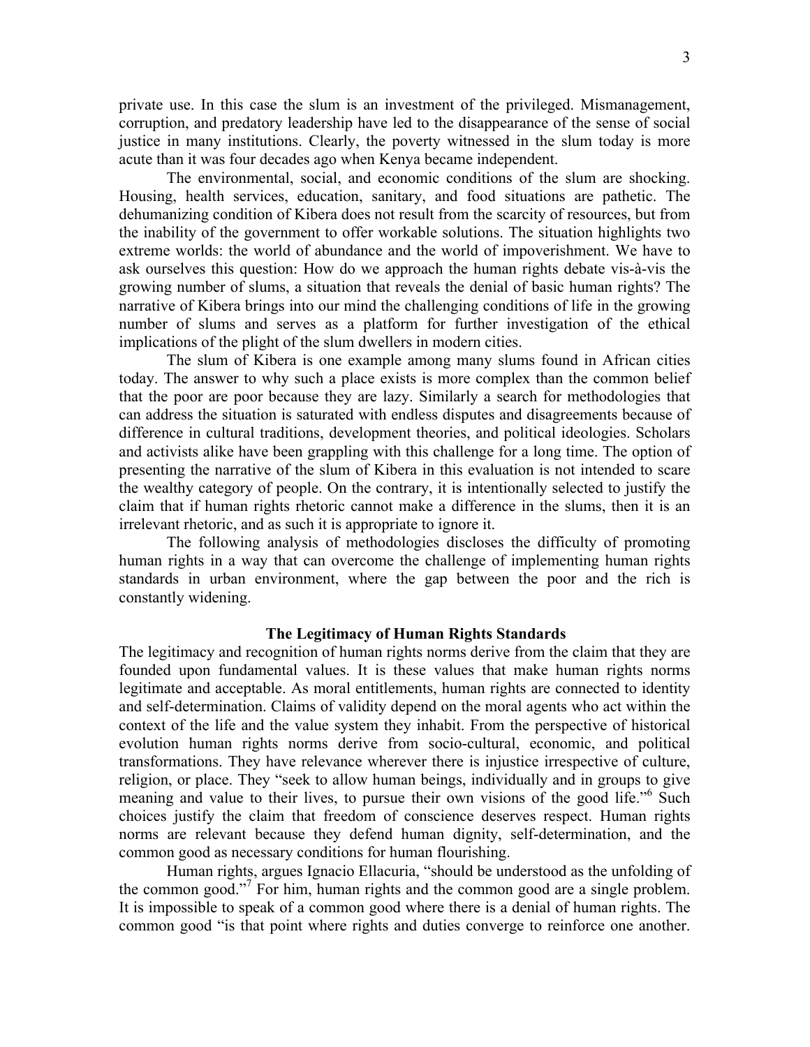private use. In this case the slum is an investment of the privileged. Mismanagement, corruption, and predatory leadership have led to the disappearance of the sense of social justice in many institutions. Clearly, the poverty witnessed in the slum today is more acute than it was four decades ago when Kenya became independent.

The environmental, social, and economic conditions of the slum are shocking. Housing, health services, education, sanitary, and food situations are pathetic. The dehumanizing condition of Kibera does not result from the scarcity of resources, but from the inability of the government to offer workable solutions. The situation highlights two extreme worlds: the world of abundance and the world of impoverishment. We have to ask ourselves this question: How do we approach the human rights debate vis-à-vis the growing number of slums, a situation that reveals the denial of basic human rights? The narrative of Kibera brings into our mind the challenging conditions of life in the growing number of slums and serves as a platform for further investigation of the ethical implications of the plight of the slum dwellers in modern cities.

The slum of Kibera is one example among many slums found in African cities today. The answer to why such a place exists is more complex than the common belief that the poor are poor because they are lazy. Similarly a search for methodologies that can address the situation is saturated with endless disputes and disagreements because of difference in cultural traditions, development theories, and political ideologies. Scholars and activists alike have been grappling with this challenge for a long time. The option of presenting the narrative of the slum of Kibera in this evaluation is not intended to scare the wealthy category of people. On the contrary, it is intentionally selected to justify the claim that if human rights rhetoric cannot make a difference in the slums, then it is an irrelevant rhetoric, and as such it is appropriate to ignore it.

The following analysis of methodologies discloses the difficulty of promoting human rights in a way that can overcome the challenge of implementing human rights standards in urban environment, where the gap between the poor and the rich is constantly widening.

## The Legitimacy of Human Rights Standards

The legitimacy and recognition of human rights norms derive from the claim that they are founded upon fundamental values. It is these values that make human rights norms legitimate and acceptable. As moral entitlements, human rights are connected to identity and self-determination. Claims of validity depend on the moral agents who act within the context of the life and the value system they inhabit. From the perspective of historical evolution human rights norms derive from socio-cultural, economic, and political transformations. They have relevance wherever there is injustice irrespective of culture, religion, or place. They "seek to allow human beings, individually and in groups to give meaning and value to their lives, to pursue their own visions of the good life."[6] Such choices justify the claim that freedom of conscience deserves respect. Human rights norms are relevant because they defend human dignity, self-determination, and the common good as necessary conditions for human flourishing.

Human rights, argues Ignacio Ellacuria, "should be understood as the unfolding of the common good."[7] For him, human rights and the common good are a single problem. It is impossible to speak of a common good where there is a denial of human rights. The common good "is that point where rights and duties converge to reinforce one another.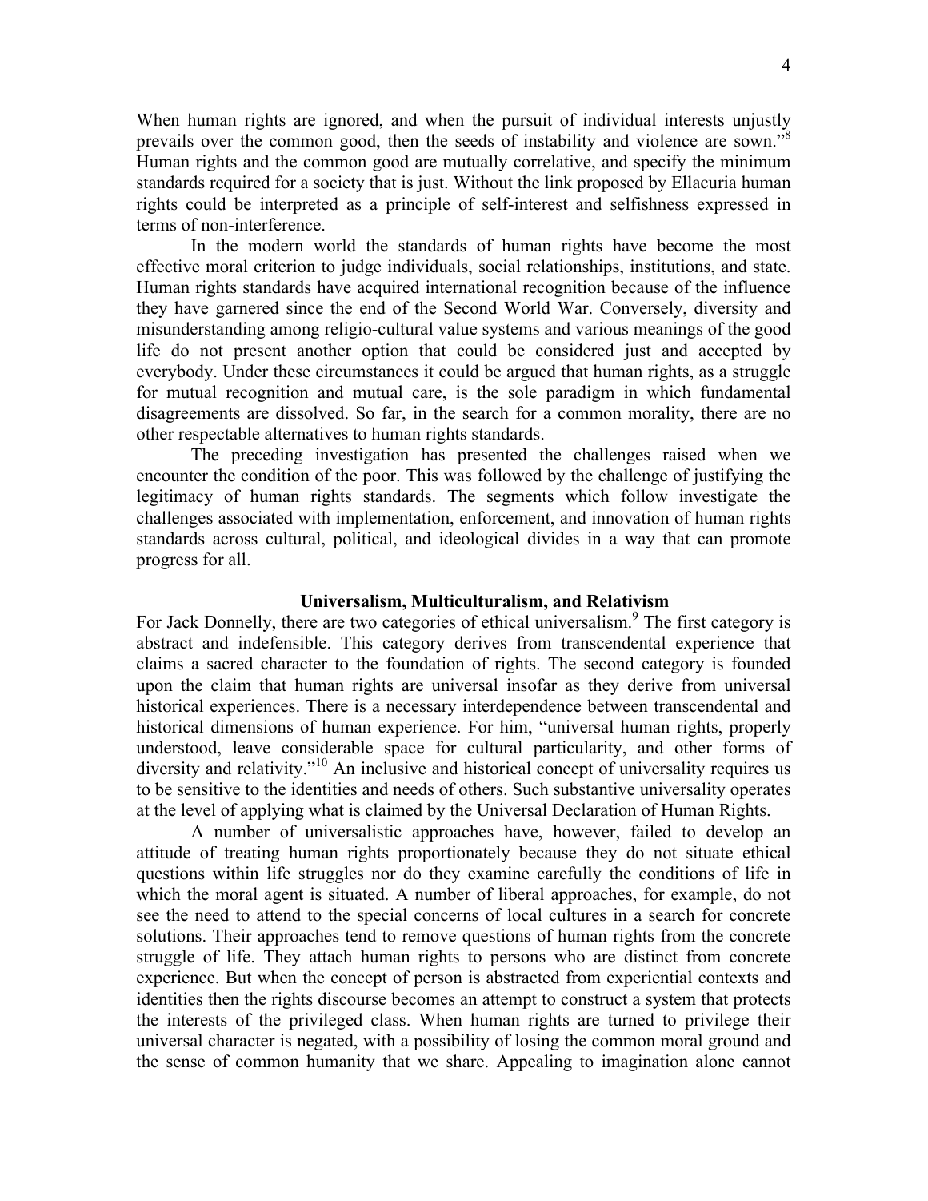When human rights are ignored, and when the pursuit of individual interests unjustly prevails over the common good, then the seeds of instability and violence are sown."[8] Human rights and the common good are mutually correlative, and specify the minimum standards required for a society that is just. Without the link proposed by Ellacuria human rights could be interpreted as a principle of self-interest and selfishness expressed in terms of non-interference.

In the modern world the standards of human rights have become the most effective moral criterion to judge individuals, social relationships, institutions, and state. Human rights standards have acquired international recognition because of the influence they have garnered since the end of the Second World War. Conversely, diversity and misunderstanding among religio-cultural value systems and various meanings of the good life do not present another option that could be considered just and accepted by everybody. Under these circumstances it could be argued that human rights, as a struggle for mutual recognition and mutual care, is the sole paradigm in which fundamental disagreements are dissolved. So far, in the search for a common morality, there are no other respectable alternatives to human rights standards.

The preceding investigation has presented the challenges raised when we encounter the condition of the poor. This was followed by the challenge of justifying the legitimacy of human rights standards. The segments which follow investigate the challenges associated with implementation, enforcement, and innovation of human rights standards across cultural, political, and ideological divides in a way that can promote progress for all.

## Universalism, Multiculturalism, and Relativism

For Jack Donnelly, there are two categories of ethical universalism.[9] The first category is abstract and indefensible. This category derives from transcendental experience that claims a sacred character to the foundation of rights. The second category is founded upon the claim that human rights are universal insofar as they derive from universal historical experiences. There is a necessary interdependence between transcendental and historical dimensions of human experience. For him, "universal human rights, properly understood, leave considerable space for cultural particularity, and other forms of diversity and relativity."[10] An inclusive and historical concept of universality requires us to be sensitive to the identities and needs of others. Such substantive universality operates at the level of applying what is claimed by the Universal Declaration of Human Rights.

A number of universalistic approaches have, however, failed to develop an attitude of treating human rights proportionately because they do not situate ethical questions within life struggles nor do they examine carefully the conditions of life in which the moral agent is situated. A number of liberal approaches, for example, do not see the need to attend to the special concerns of local cultures in a search for concrete solutions. Their approaches tend to remove questions of human rights from the concrete struggle of life. They attach human rights to persons who are distinct from concrete experience. But when the concept of person is abstracted from experiential contexts and identities then the rights discourse becomes an attempt to construct a system that protects the interests of the privileged class. When human rights are turned to privilege their universal character is negated, with a possibility of losing the common moral ground and the sense of common humanity that we share. Appealing to imagination alone cannot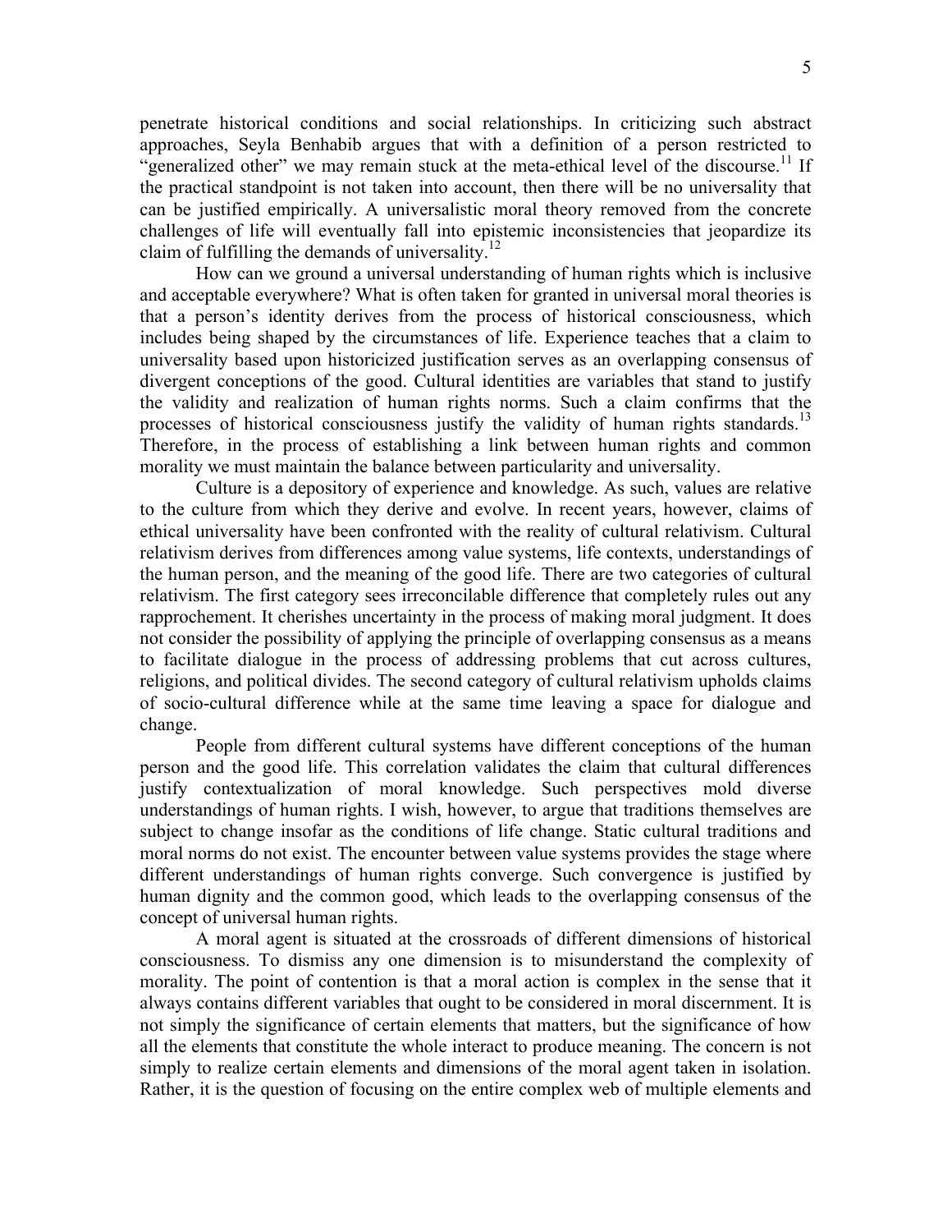penetrate historical conditions and social relationships. In criticizing such abstract approaches, Seyla Benhabib argues that with a definition of a person restricted to "generalized other" we may remain stuck at the meta-ethical level of the discourse.[11] If the practical standpoint is not taken into account, then there will be no universality that can be justified empirically. A universalistic moral theory removed from the concrete challenges of life will eventually fall into epistemic inconsistencies that jeopardize its claim of fulfilling the demands of universality.[12]

How can we ground a universal understanding of human rights which is inclusive and acceptable everywhere? What is often taken for granted in universal moral theories is that a person's identity derives from the process of historical consciousness, which includes being shaped by the circumstances of life. Experience teaches that a claim to universality based upon historicized justification serves as an overlapping consensus of divergent conceptions of the good. Cultural identities are variables that stand to justify the validity and realization of human rights norms. Such a claim confirms that the processes of historical consciousness justify the validity of human rights standards.[13] Therefore, in the process of establishing a link between human rights and common morality we must maintain the balance between particularity and universality.

Culture is a depository of experience and knowledge. As such, values are relative to the culture from which they derive and evolve. In recent years, however, claims of ethical universality have been confronted with the reality of cultural relativism. Cultural relativism derives from differences among value systems, life contexts, understandings of the human person, and the meaning of the good life. There are two categories of cultural relativism. The first category sees irreconcilable difference that completely rules out any rapprochement. It cherishes uncertainty in the process of making moral judgment. It does not consider the possibility of applying the principle of overlapping consensus as a means to facilitate dialogue in the process of addressing problems that cut across cultures, religions, and political divides. The second category of cultural relativism upholds claims of socio-cultural difference while at the same time leaving a space for dialogue and change.

People from different cultural systems have different conceptions of the human person and the good life. This correlation validates the claim that cultural differences justify contextualization of moral knowledge. Such perspectives mold diverse understandings of human rights. I wish, however, to argue that traditions themselves are subject to change insofar as the conditions of life change. Static cultural traditions and moral norms do not exist. The encounter between value systems provides the stage where different understandings of human rights converge. Such convergence is justified by human dignity and the common good, which leads to the overlapping consensus of the concept of universal human rights.

A moral agent is situated at the crossroads of different dimensions of historical consciousness. To dismiss any one dimension is to misunderstand the complexity of morality. The point of contention is that a moral action is complex in the sense that it always contains different variables that ought to be considered in moral discernment. It is not simply the significance of certain elements that matters, but the significance of how all the elements that constitute the whole interact to produce meaning. The concern is not simply to realize certain elements and dimensions of the moral agent taken in isolation. Rather, it is the question of focusing on the entire complex web of multiple elements and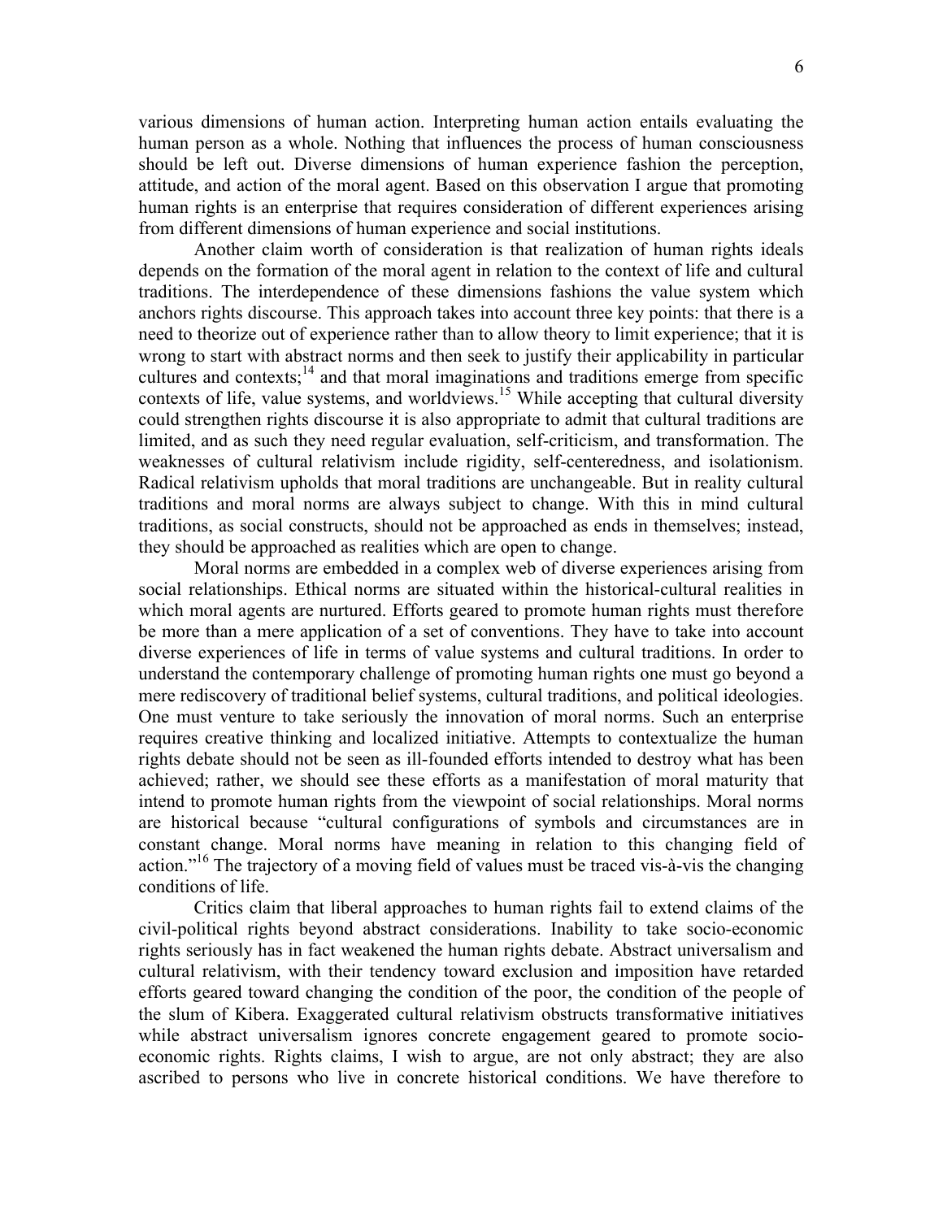various dimensions of human action. Interpreting human action entails evaluating the human person as a whole. Nothing that influences the process of human consciousness should be left out. Diverse dimensions of human experience fashion the perception, attitude, and action of the moral agent. Based on this observation I argue that promoting human rights is an enterprise that requires consideration of different experiences arising from different dimensions of human experience and social institutions.

Another claim worth of consideration is that realization of human rights ideals depends on the formation of the moral agent in relation to the context of life and cultural traditions. The interdependence of these dimensions fashions the value system which anchors rights discourse. This approach takes into account three key points: that there is a need to theorize out of experience rather than to allow theory to limit experience; that it is wrong to start with abstract norms and then seek to justify their applicability in particular cultures and contexts;[14] and that moral imaginations and traditions emerge from specific contexts of life, value systems, and worldviews.[15] While accepting that cultural diversity could strengthen rights discourse it is also appropriate to admit that cultural traditions are limited, and as such they need regular evaluation, self-criticism, and transformation. The weaknesses of cultural relativism include rigidity, self-centeredness, and isolationism. Radical relativism upholds that moral traditions are unchangeable. But in reality cultural traditions and moral norms are always subject to change. With this in mind cultural traditions, as social constructs, should not be approached as ends in themselves; instead, they should be approached as realities which are open to change.

Moral norms are embedded in a complex web of diverse experiences arising from social relationships. Ethical norms are situated within the historical-cultural realities in which moral agents are nurtured. Efforts geared to promote human rights must therefore be more than a mere application of a set of conventions. They have to take into account diverse experiences of life in terms of value systems and cultural traditions. In order to understand the contemporary challenge of promoting human rights one must go beyond a mere rediscovery of traditional belief systems, cultural traditions, and political ideologies. One must venture to take seriously the innovation of moral norms. Such an enterprise requires creative thinking and localized initiative. Attempts to contextualize the human rights debate should not be seen as ill-founded efforts intended to destroy what has been achieved; rather, we should see these efforts as a manifestation of moral maturity that intend to promote human rights from the viewpoint of social relationships. Moral norms are historical because "cultural configurations of symbols and circumstances are in constant change. Moral norms have meaning in relation to this changing field of action."[16] The trajectory of a moving field of values must be traced vis-à-vis the changing conditions of life.

Critics claim that liberal approaches to human rights fail to extend claims of the civil-political rights beyond abstract considerations. Inability to take socio-economic rights seriously has in fact weakened the human rights debate. Abstract universalism and cultural relativism, with their tendency toward exclusion and imposition have retarded efforts geared toward changing the condition of the poor, the condition of the people of the slum of Kibera. Exaggerated cultural relativism obstructs transformative initiatives while abstract universalism ignores concrete engagement geared to promote socio-economic rights. Rights claims, I wish to argue, are not only abstract; they are also ascribed to persons who live in concrete historical conditions. We have therefore to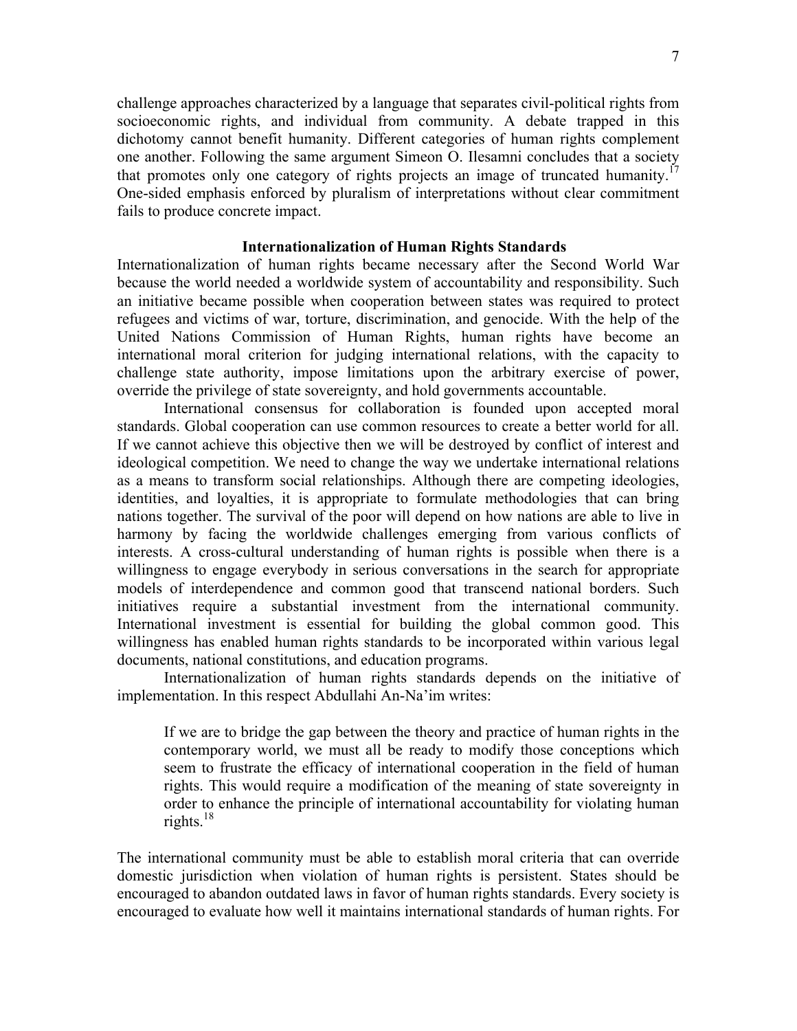challenge approaches characterized by a language that separates civil-political rights from socioeconomic rights, and individual from community. A debate trapped in this dichotomy cannot benefit humanity. Different categories of human rights complement one another. Following the same argument Simeon O. Ilesamni concludes that a society that promotes only one category of rights projects an image of truncated humanity.[17] One-sided emphasis enforced by pluralism of interpretations without clear commitment fails to produce concrete impact.

## Internationalization of Human Rights Standards

Internationalization of human rights became necessary after the Second World War because the world needed a worldwide system of accountability and responsibility. Such an initiative became possible when cooperation between states was required to protect refugees and victims of war, torture, discrimination, and genocide. With the help of the United Nations Commission of Human Rights, human rights have become an international moral criterion for judging international relations, with the capacity to challenge state authority, impose limitations upon the arbitrary exercise of power, override the privilege of state sovereignty, and hold governments accountable.

International consensus for collaboration is founded upon accepted moral standards. Global cooperation can use common resources to create a better world for all. If we cannot achieve this objective then we will be destroyed by conflict of interest and ideological competition. We need to change the way we undertake international relations as a means to transform social relationships. Although there are competing ideologies, identities, and loyalties, it is appropriate to formulate methodologies that can bring nations together. The survival of the poor will depend on how nations are able to live in harmony by facing the worldwide challenges emerging from various conflicts of interests. A cross-cultural understanding of human rights is possible when there is a willingness to engage everybody in serious conversations in the search for appropriate models of interdependence and common good that transcend national borders. Such initiatives require a substantial investment from the international community. International investment is essential for building the global common good. This willingness has enabled human rights standards to be incorporated within various legal documents, national constitutions, and education programs.

Internationalization of human rights standards depends on the initiative of implementation. In this respect Abdullahi An-Na'im writes:

> If we are to bridge the gap between the theory and practice of human rights in the contemporary world, we must all be ready to modify those conceptions which seem to frustrate the efficacy of international cooperation in the field of human rights. This would require a modification of the meaning of state sovereignty in order to enhance the principle of international accountability for violating human rights.[18]

The international community must be able to establish moral criteria that can override domestic jurisdiction when violation of human rights is persistent. States should be encouraged to abandon outdated laws in favor of human rights standards. Every society is encouraged to evaluate how well it maintains international standards of human rights. For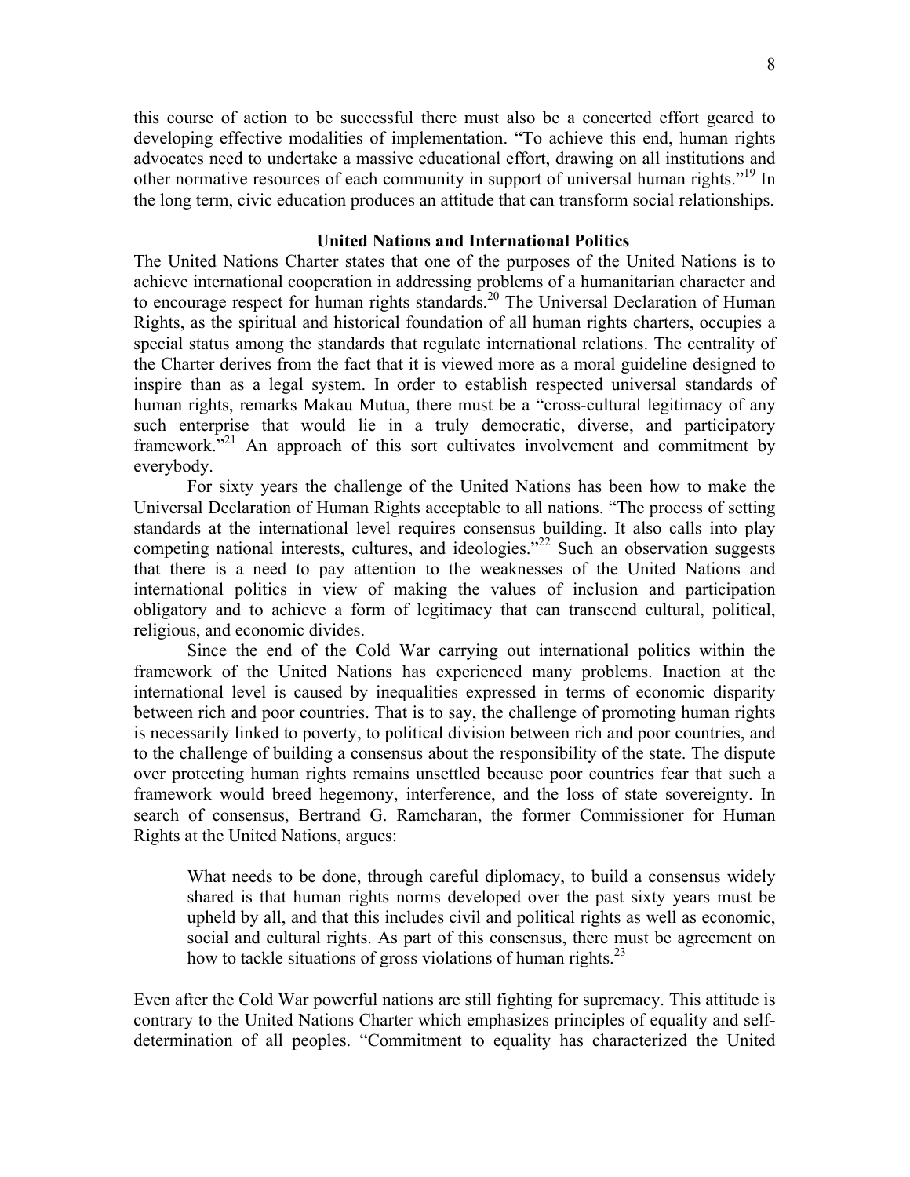this course of action to be successful there must also be a concerted effort geared to developing effective modalities of implementation. "To achieve this end, human rights advocates need to undertake a massive educational effort, drawing on all institutions and other normative resources of each community in support of universal human rights."[19] In the long term, civic education produces an attitude that can transform social relationships.

### United Nations and International Politics

The United Nations Charter states that one of the purposes of the United Nations is to achieve international cooperation in addressing problems of a humanitarian character and to encourage respect for human rights standards.[20] The Universal Declaration of Human Rights, as the spiritual and historical foundation of all human rights charters, occupies a special status among the standards that regulate international relations. The centrality of the Charter derives from the fact that it is viewed more as a moral guideline designed to inspire than as a legal system. In order to establish respected universal standards of human rights, remarks Makau Mutua, there must be a "cross-cultural legitimacy of any such enterprise that would lie in a truly democratic, diverse, and participatory framework."[21] An approach of this sort cultivates involvement and commitment by everybody.

For sixty years the challenge of the United Nations has been how to make the Universal Declaration of Human Rights acceptable to all nations. "The process of setting standards at the international level requires consensus building. It also calls into play competing national interests, cultures, and ideologies."[22] Such an observation suggests that there is a need to pay attention to the weaknesses of the United Nations and international politics in view of making the values of inclusion and participation obligatory and to achieve a form of legitimacy that can transcend cultural, political, religious, and economic divides.

Since the end of the Cold War carrying out international politics within the framework of the United Nations has experienced many problems. Inaction at the international level is caused by inequalities expressed in terms of economic disparity between rich and poor countries. That is to say, the challenge of promoting human rights is necessarily linked to poverty, to political division between rich and poor countries, and to the challenge of building a consensus about the responsibility of the state. The dispute over protecting human rights remains unsettled because poor countries fear that such a framework would breed hegemony, interference, and the loss of state sovereignty. In search of consensus, Bertrand G. Ramcharan, the former Commissioner for Human Rights at the United Nations, argues:

> What needs to be done, through careful diplomacy, to build a consensus widely shared is that human rights norms developed over the past sixty years must be upheld by all, and that this includes civil and political rights as well as economic, social and cultural rights. As part of this consensus, there must be agreement on how to tackle situations of gross violations of human rights.[23]

Even after the Cold War powerful nations are still fighting for supremacy. This attitude is contrary to the United Nations Charter which emphasizes principles of equality and self-determination of all peoples. "Commitment to equality has characterized the United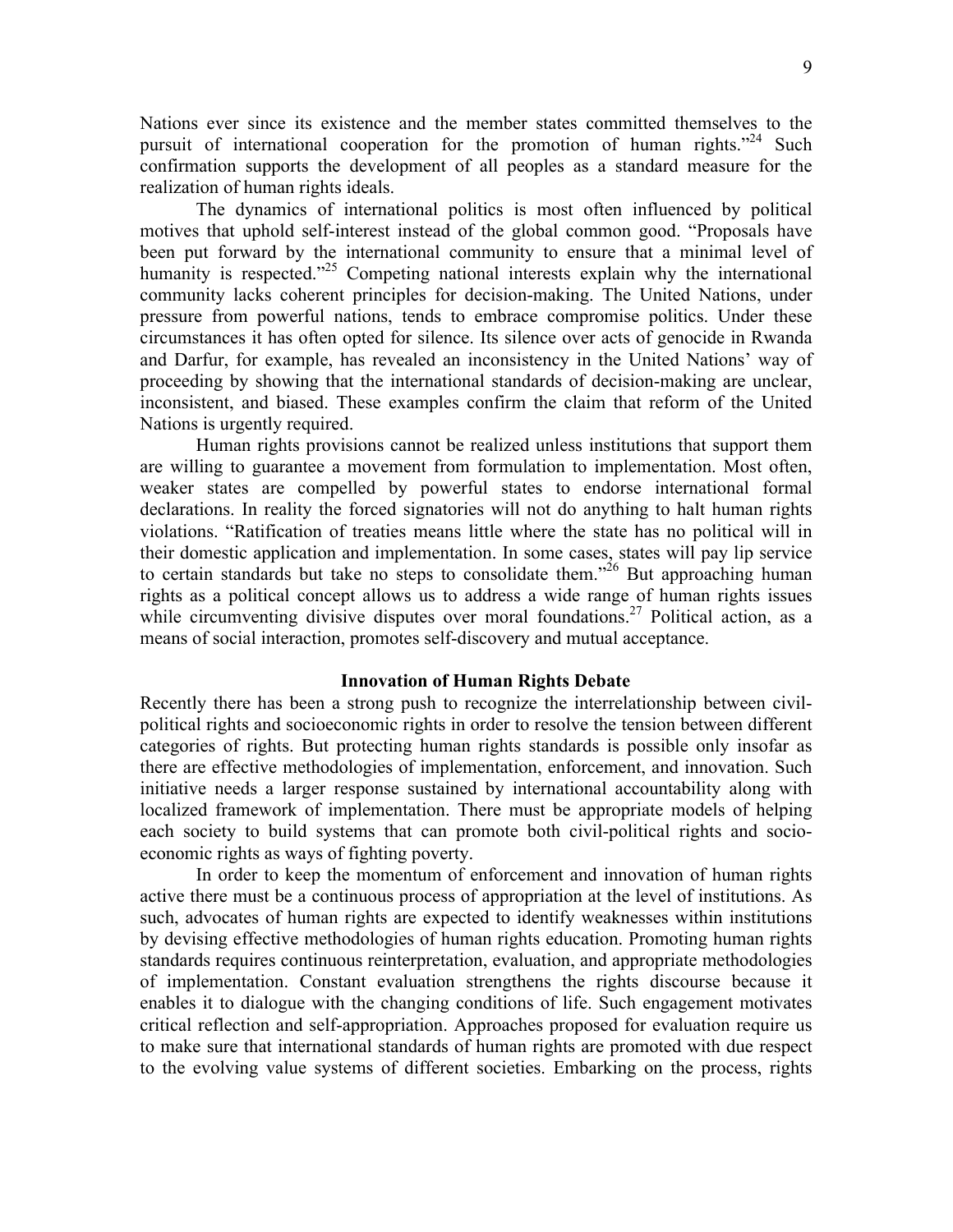Nations ever since its existence and the member states committed themselves to the pursuit of international cooperation for the promotion of human rights."[24] Such confirmation supports the development of all peoples as a standard measure for the realization of human rights ideals.

The dynamics of international politics is most often influenced by political motives that uphold self-interest instead of the global common good. "Proposals have been put forward by the international community to ensure that a minimal level of humanity is respected."[25] Competing national interests explain why the international community lacks coherent principles for decision-making. The United Nations, under pressure from powerful nations, tends to embrace compromise politics. Under these circumstances it has often opted for silence. Its silence over acts of genocide in Rwanda and Darfur, for example, has revealed an inconsistency in the United Nations' way of proceeding by showing that the international standards of decision-making are unclear, inconsistent, and biased. These examples confirm the claim that reform of the United Nations is urgently required.

Human rights provisions cannot be realized unless institutions that support them are willing to guarantee a movement from formulation to implementation. Most often, weaker states are compelled by powerful states to endorse international formal declarations. In reality the forced signatories will not do anything to halt human rights violations. "Ratification of treaties means little where the state has no political will in their domestic application and implementation. In some cases, states will pay lip service to certain standards but take no steps to consolidate them."[26] But approaching human rights as a political concept allows us to address a wide range of human rights issues while circumventing divisive disputes over moral foundations.[27] Political action, as a means of social interaction, promotes self-discovery and mutual acceptance.

## Innovation of Human Rights Debate

Recently there has been a strong push to recognize the interrelationship between civil-political rights and socioeconomic rights in order to resolve the tension between different categories of rights. But protecting human rights standards is possible only insofar as there are effective methodologies of implementation, enforcement, and innovation. Such initiative needs a larger response sustained by international accountability along with localized framework of implementation. There must be appropriate models of helping each society to build systems that can promote both civil-political rights and socio-economic rights as ways of fighting poverty.

In order to keep the momentum of enforcement and innovation of human rights active there must be a continuous process of appropriation at the level of institutions. As such, advocates of human rights are expected to identify weaknesses within institutions by devising effective methodologies of human rights education. Promoting human rights standards requires continuous reinterpretation, evaluation, and appropriate methodologies of implementation. Constant evaluation strengthens the rights discourse because it enables it to dialogue with the changing conditions of life. Such engagement motivates critical reflection and self-appropriation. Approaches proposed for evaluation require us to make sure that international standards of human rights are promoted with due respect to the evolving value systems of different societies. Embarking on the process, rights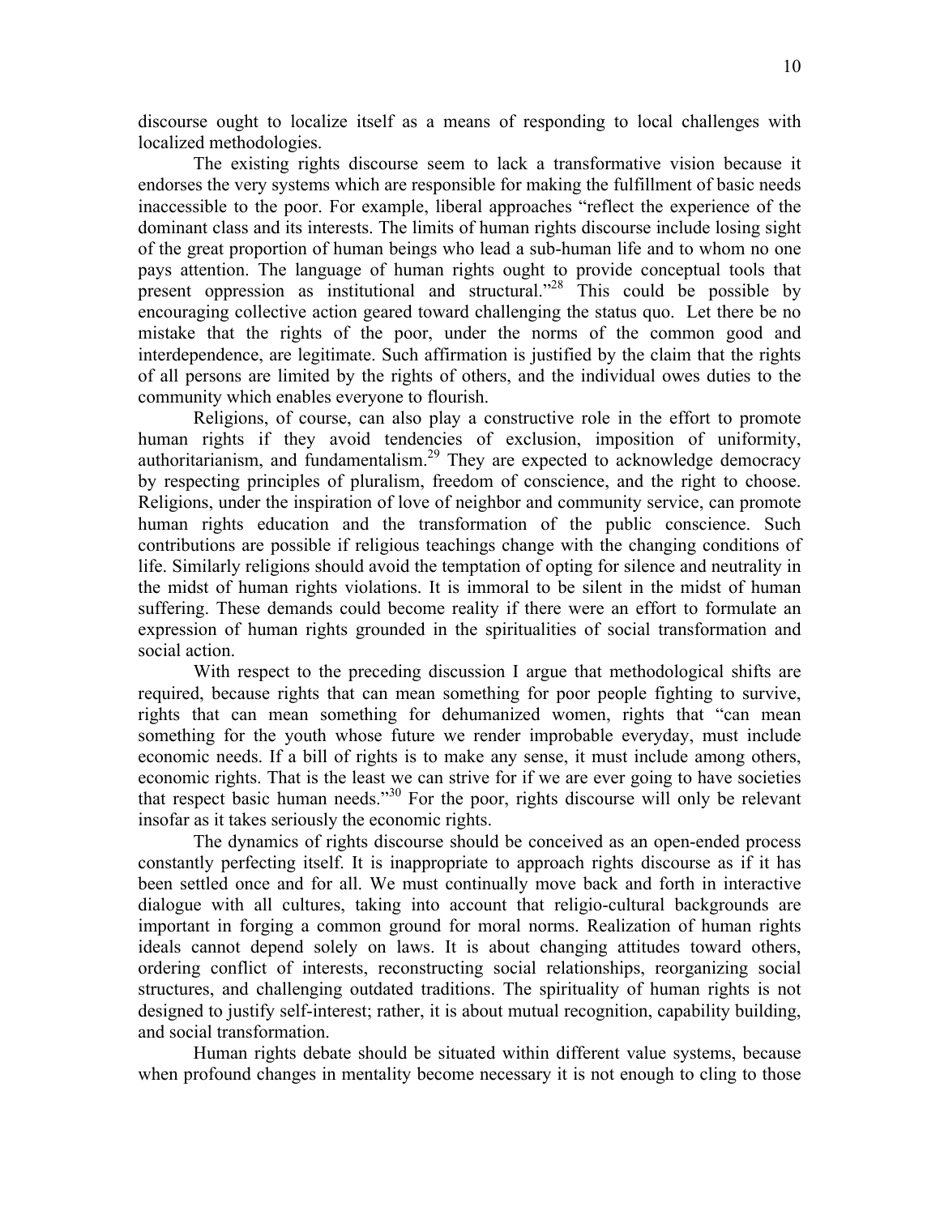discourse ought to localize itself as a means of responding to local challenges with localized methodologies.

The existing rights discourse seem to lack a transformative vision because it endorses the very systems which are responsible for making the fulfillment of basic needs inaccessible to the poor. For example, liberal approaches "reflect the experience of the dominant class and its interests. The limits of human rights discourse include losing sight of the great proportion of human beings who lead a sub-human life and to whom no one pays attention. The language of human rights ought to provide conceptual tools that present oppression as institutional and structural."[28] This could be possible by encouraging collective action geared toward challenging the status quo. Let there be no mistake that the rights of the poor, under the norms of the common good and interdependence, are legitimate. Such affirmation is justified by the claim that the rights of all persons are limited by the rights of others, and the individual owes duties to the community which enables everyone to flourish.

Religions, of course, can also play a constructive role in the effort to promote human rights if they avoid tendencies of exclusion, imposition of uniformity, authoritarianism, and fundamentalism.[29] They are expected to acknowledge democracy by respecting principles of pluralism, freedom of conscience, and the right to choose. Religions, under the inspiration of love of neighbor and community service, can promote human rights education and the transformation of the public conscience. Such contributions are possible if religious teachings change with the changing conditions of life. Similarly religions should avoid the temptation of opting for silence and neutrality in the midst of human rights violations. It is immoral to be silent in the midst of human suffering. These demands could become reality if there were an effort to formulate an expression of human rights grounded in the spiritualities of social transformation and social action.

With respect to the preceding discussion I argue that methodological shifts are required, because rights that can mean something for poor people fighting to survive, rights that can mean something for dehumanized women, rights that "can mean something for the youth whose future we render improbable everyday, must include economic needs. If a bill of rights is to make any sense, it must include among others, economic rights. That is the least we can strive for if we are ever going to have societies that respect basic human needs."[30] For the poor, rights discourse will only be relevant insofar as it takes seriously the economic rights.

The dynamics of rights discourse should be conceived as an open-ended process constantly perfecting itself. It is inappropriate to approach rights discourse as if it has been settled once and for all. We must continually move back and forth in interactive dialogue with all cultures, taking into account that religio-cultural backgrounds are important in forging a common ground for moral norms. Realization of human rights ideals cannot depend solely on laws. It is about changing attitudes toward others, ordering conflict of interests, reconstructing social relationships, reorganizing social structures, and challenging outdated traditions. The spirituality of human rights is not designed to justify self-interest; rather, it is about mutual recognition, capability building, and social transformation.

Human rights debate should be situated within different value systems, because when profound changes in mentality become necessary it is not enough to cling to those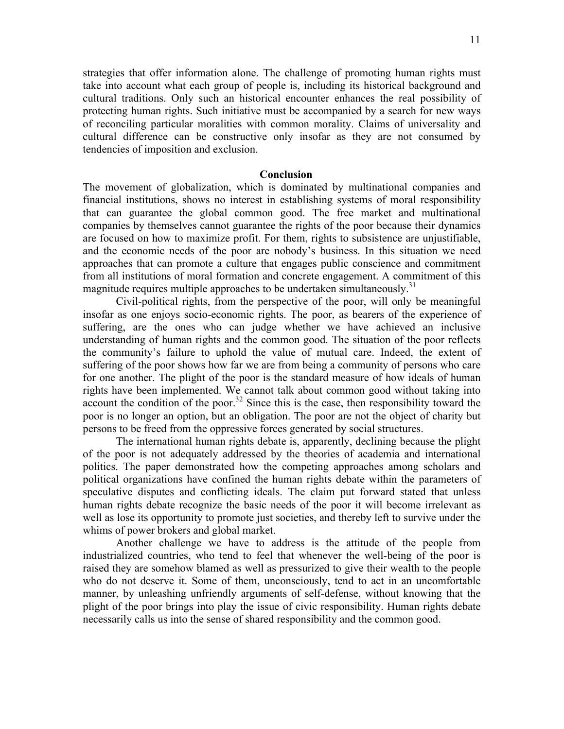strategies that offer information alone. The challenge of promoting human rights must take into account what each group of people is, including its historical background and cultural traditions. Only such an historical encounter enhances the real possibility of protecting human rights. Such initiative must be accompanied by a search for new ways of reconciling particular moralities with common morality. Claims of universality and cultural difference can be constructive only insofar as they are not consumed by tendencies of imposition and exclusion.

## Conclusion

The movement of globalization, which is dominated by multinational companies and financial institutions, shows no interest in establishing systems of moral responsibility that can guarantee the global common good. The free market and multinational companies by themselves cannot guarantee the rights of the poor because their dynamics are focused on how to maximize profit. For them, rights to subsistence are unjustifiable, and the economic needs of the poor are nobody's business. In this situation we need approaches that can promote a culture that engages public conscience and commitment from all institutions of moral formation and concrete engagement. A commitment of this magnitude requires multiple approaches to be undertaken simultaneously.[31]

Civil-political rights, from the perspective of the poor, will only be meaningful insofar as one enjoys socio-economic rights. The poor, as bearers of the experience of suffering, are the ones who can judge whether we have achieved an inclusive understanding of human rights and the common good. The situation of the poor reflects the community's failure to uphold the value of mutual care. Indeed, the extent of suffering of the poor shows how far we are from being a community of persons who care for one another. The plight of the poor is the standard measure of how ideals of human rights have been implemented. We cannot talk about common good without taking into account the condition of the poor.[32] Since this is the case, then responsibility toward the poor is no longer an option, but an obligation. The poor are not the object of charity but persons to be freed from the oppressive forces generated by social structures.

The international human rights debate is, apparently, declining because the plight of the poor is not adequately addressed by the theories of academia and international politics. The paper demonstrated how the competing approaches among scholars and political organizations have confined the human rights debate within the parameters of speculative disputes and conflicting ideals. The claim put forward stated that unless human rights debate recognize the basic needs of the poor it will become irrelevant as well as lose its opportunity to promote just societies, and thereby left to survive under the whims of power brokers and global market.

Another challenge we have to address is the attitude of the people from industrialized countries, who tend to feel that whenever the well-being of the poor is raised they are somehow blamed as well as pressurized to give their wealth to the people who do not deserve it. Some of them, unconsciously, tend to act in an uncomfortable manner, by unleashing unfriendly arguments of self-defense, without knowing that the plight of the poor brings into play the issue of civic responsibility. Human rights debate necessarily calls us into the sense of shared responsibility and the common good.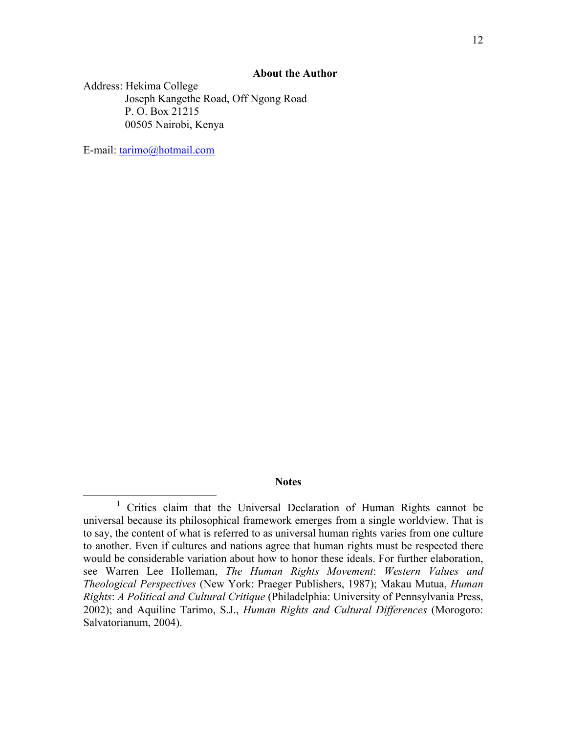**About the Author**

Address: Hekima College
Joseph Kangethe Road, Off Ngong Road
P. O. Box 21215
00505 Nairobi, Kenya

E-mail: tarimo@hotmail.com

**Notes**

[1] Critics claim that the Universal Declaration of Human Rights cannot be universal because its philosophical framework emerges from a single worldview. That is to say, the content of what is referred to as universal human rights varies from one culture to another. Even if cultures and nations agree that human rights must be respected there would be considerable variation about how to honor these ideals. For further elaboration, see Warren Lee Holleman, *The Human Rights Movement*: *Western Values and Theological Perspectives* (New York: Praeger Publishers, 1987); Makau Mutua, *Human Rights*: *A Political and Cultural Critique* (Philadelphia: University of Pennsylvania Press, 2002); and Aquiline Tarimo, S.J., *Human Rights and Cultural Differences* (Morogoro: Salvatorianum, 2004).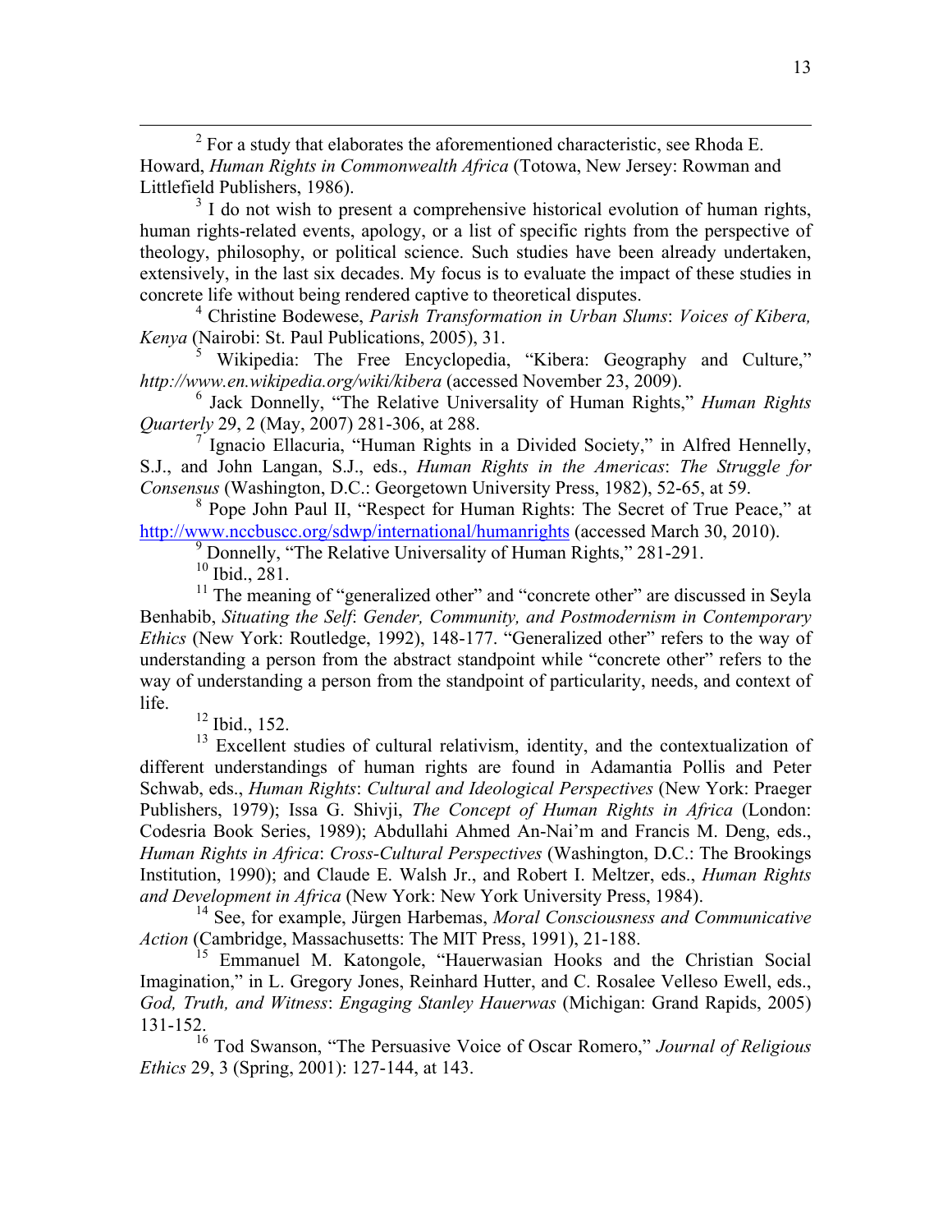[2] For a study that elaborates the aforementioned characteristic, see Rhoda E. Howard, *Human Rights in Commonwealth Africa* (Totowa, New Jersey: Rowman and Littlefield Publishers, 1986).

[3] I do not wish to present a comprehensive historical evolution of human rights, human rights-related events, apology, or a list of specific rights from the perspective of theology, philosophy, or political science. Such studies have been already undertaken, extensively, in the last six decades. My focus is to evaluate the impact of these studies in concrete life without being rendered captive to theoretical disputes.

[4] Christine Bodewese, *Parish Transformation in Urban Slums*: *Voices of Kibera, Kenya* (Nairobi: St. Paul Publications, 2005), 31.

[5] Wikipedia: The Free Encyclopedia, "Kibera: Geography and Culture," *http://www.en.wikipedia.org/wiki/kibera* (accessed November 23, 2009).

[6] Jack Donnelly, "The Relative Universality of Human Rights," *Human Rights Quarterly* 29, 2 (May, 2007) 281-306, at 288.

[7] Ignacio Ellacuria, "Human Rights in a Divided Society," in Alfred Hennelly, S.J., and John Langan, S.J., eds., *Human Rights in the Americas*: *The Struggle for Consensus* (Washington, D.C.: Georgetown University Press, 1982), 52-65, at 59.

[8] Pope John Paul II, "Respect for Human Rights: The Secret of True Peace," at http://www.nccbuscc.org/sdwp/international/humanrights (accessed March 30, 2010).

[9] Donnelly, "The Relative Universality of Human Rights," 281-291.

[10] Ibid., 281.

[11] The meaning of "generalized other" and "concrete other" are discussed in Seyla Benhabib, *Situating the Self*: *Gender, Community, and Postmodernism in Contemporary Ethics* (New York: Routledge, 1992), 148-177. "Generalized other" refers to the way of understanding a person from the abstract standpoint while "concrete other" refers to the way of understanding a person from the standpoint of particularity, needs, and context of life.

[12] Ibid., 152.

[13] Excellent studies of cultural relativism, identity, and the contextualization of different understandings of human rights are found in Adamantia Pollis and Peter Schwab, eds., *Human Rights*: *Cultural and Ideological Perspectives* (New York: Praeger Publishers, 1979); Issa G. Shivji, *The Concept of Human Rights in Africa* (London: Codesria Book Series, 1989); Abdullahi Ahmed An-Nai'm and Francis M. Deng, eds., *Human Rights in Africa*: *Cross-Cultural Perspectives* (Washington, D.C.: The Brookings Institution, 1990); and Claude E. Walsh Jr., and Robert I. Meltzer, eds., *Human Rights and Development in Africa* (New York: New York University Press, 1984).

[14] See, for example, Jürgen Harbemas, *Moral Consciousness and Communicative Action* (Cambridge, Massachusetts: The MIT Press, 1991), 21-188.

[15] Emmanuel M. Katongole, "Hauerwasian Hooks and the Christian Social Imagination," in L. Gregory Jones, Reinhard Hutter, and C. Rosalee Velleso Ewell, eds., *God, Truth, and Witness*: *Engaging Stanley Hauerwas* (Michigan: Grand Rapids, 2005) 131-152.

[16] Tod Swanson, "The Persuasive Voice of Oscar Romero," *Journal of Religious Ethics* 29, 3 (Spring, 2001): 127-144, at 143.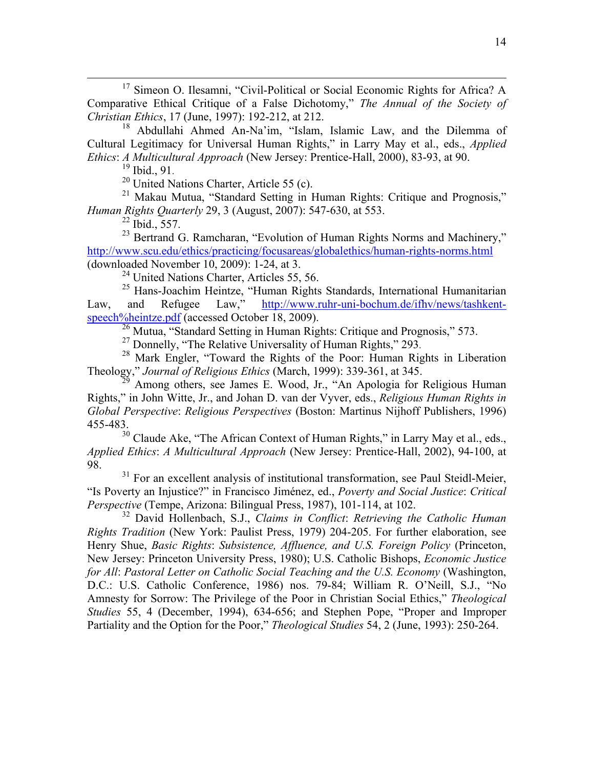[17] Simeon O. Ilesamni, "Civil-Political or Social Economic Rights for Africa? A Comparative Ethical Critique of a False Dichotomy," *The Annual of the Society of Christian Ethics*, 17 (June, 1997): 192-212, at 212.

[18] Abdullahi Ahmed An-Na'im, "Islam, Islamic Law, and the Dilemma of Cultural Legitimacy for Universal Human Rights," in Larry May et al., eds., *Applied Ethics*: *A Multicultural Approach* (New Jersey: Prentice-Hall, 2000), 83-93, at 90.

[19] Ibid., 91.

[20] United Nations Charter, Article 55 (c).

[21] Makau Mutua, "Standard Setting in Human Rights: Critique and Prognosis," *Human Rights Quarterly* 29, 3 (August, 2007): 547-630, at 553.

[22] Ibid., 557.

[23] Bertrand G. Ramcharan, "Evolution of Human Rights Norms and Machinery," http://www.scu.edu/ethics/practicing/focusareas/globalethics/human-rights-norms.html (downloaded November 10, 2009): 1-24, at 3.

[24] United Nations Charter, Articles 55, 56.

[25] Hans-Joachim Heintze, "Human Rights Standards, International Humanitarian Law, and Refugee Law," http://www.ruhr-uni-bochum.de/ifhv/news/tashkent-speech%heintze.pdf (accessed October 18, 2009).

[26] Mutua, "Standard Setting in Human Rights: Critique and Prognosis," 573.

[27] Donnelly, "The Relative Universality of Human Rights," 293.

[28] Mark Engler, "Toward the Rights of the Poor: Human Rights in Liberation Theology," *Journal of Religious Ethics* (March, 1999): 339-361, at 345.

[29] Among others, see James E. Wood, Jr., "An Apologia for Religious Human Rights," in John Witte, Jr., and Johan D. van der Vyver, eds., *Religious Human Rights in Global Perspective*: *Religious Perspectives* (Boston: Martinus Nijhoff Publishers, 1996) 455-483.

[30] Claude Ake, "The African Context of Human Rights," in Larry May et al., eds., *Applied Ethics*: *A Multicultural Approach* (New Jersey: Prentice-Hall, 2002), 94-100, at 98.

[31] For an excellent analysis of institutional transformation, see Paul Steidl-Meier, "Is Poverty an Injustice?" in Francisco Jiménez, ed., *Poverty and Social Justice*: *Critical Perspective* (Tempe, Arizona: Bilingual Press, 1987), 101-114, at 102.

[32] David Hollenbach, S.J., *Claims in Conflict*: *Retrieving the Catholic Human Rights Tradition* (New York: Paulist Press, 1979) 204-205. For further elaboration, see Henry Shue, *Basic Rights*: *Subsistence, Affluence, and U.S. Foreign Policy* (Princeton, New Jersey: Princeton University Press, 1980); U.S. Catholic Bishops, *Economic Justice for All*: *Pastoral Letter on Catholic Social Teaching and the U.S. Economy* (Washington, D.C.: U.S. Catholic Conference, 1986) nos. 79-84; William R. O'Neill, S.J., "No Amnesty for Sorrow: The Privilege of the Poor in Christian Social Ethics," *Theological Studies* 55, 4 (December, 1994), 634-656; and Stephen Pope, "Proper and Improper Partiality and the Option for the Poor," *Theological Studies* 54, 2 (June, 1993): 250-264.